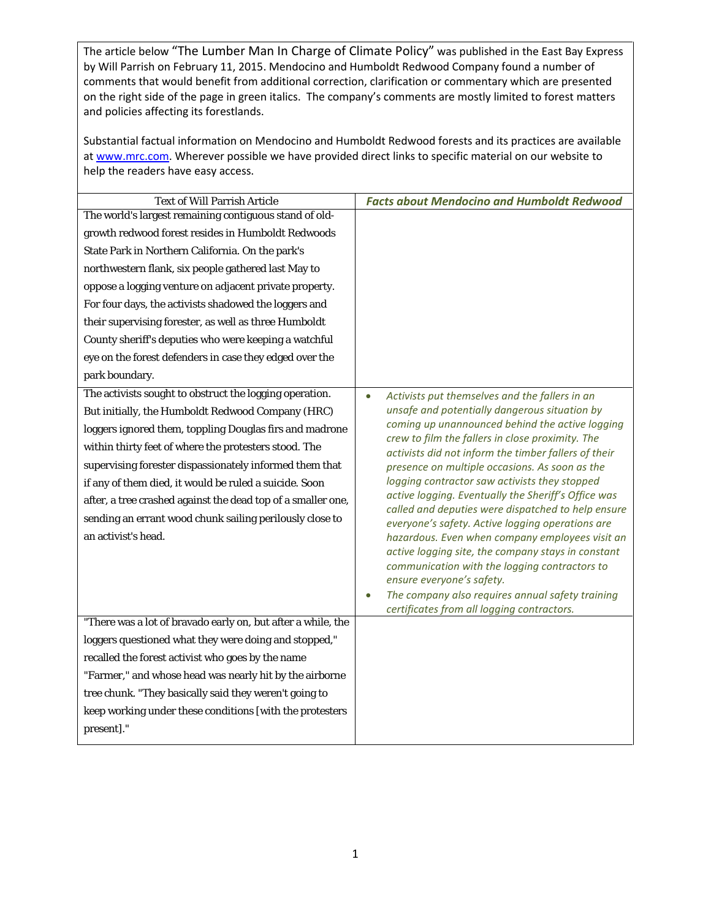The article below "The Lumber Man In Charge of Climate Policy" was published in the East Bay Express by Will Parrish on February 11, 2015. Mendocino and Humboldt Redwood Company found a number of comments that would benefit from additional correction, clarification or commentary which are presented on the right side of the page in green italics. The company's comments are mostly limited to forest matters and policies affecting its forestlands.

Substantial factual information on Mendocino and Humboldt Redwood forests and its practices are available at www.mrc.com. Wherever possible we have provided direct links to specific material on our website to help the readers have easy access.

| Text of Will Parrish Article | ***Facts about Mendocino and Humboldt Redwood*** |
|---|---|
| The world's largest remaining contiguous stand of old-growth redwood forest resides in Humboldt Redwoods State Park in Northern California. On the park's northwestern flank, six people gathered last May to oppose a logging venture on adjacent private property. For four days, the activists shadowed the loggers and their supervising forester, as well as three Humboldt County sheriff's deputies who were keeping a watchful eye on the forest defenders in case they edged over the park boundary. | |
| The activists sought to obstruct the logging operation. But initially, the Humboldt Redwood Company (HRC) loggers ignored them, toppling Douglas firs and madrone within thirty feet of where the protesters stood. The supervising forester dispassionately informed them that if any of them died, it would be ruled a suicide. Soon after, a tree crashed against the dead top of a smaller one, sending an errant wood chunk sailing perilously close to an activist's head. | • *Activists put themselves and the fallers in an unsafe and potentially dangerous situation by coming up unannounced behind the active logging crew to film the fallers in close proximity. The activists did not inform the timber fallers of their presence on multiple occasions. As soon as the logging contractor saw activists they stopped active logging. Eventually the Sheriff's Office was called and deputies were dispatched to help ensure everyone's safety. Active logging operations are hazardous. Even when company employees visit an active logging site, the company stays in constant communication with the logging contractors to ensure everyone's safety.*<br>• *The company also requires annual safety training certificates from all logging contractors.* |
| "There was a lot of bravado early on, but after a while, the loggers questioned what they were doing and stopped," recalled the forest activist who goes by the name "Farmer," and whose head was nearly hit by the airborne tree chunk. "They basically said they weren't going to keep working under these conditions [with the protesters present]." | |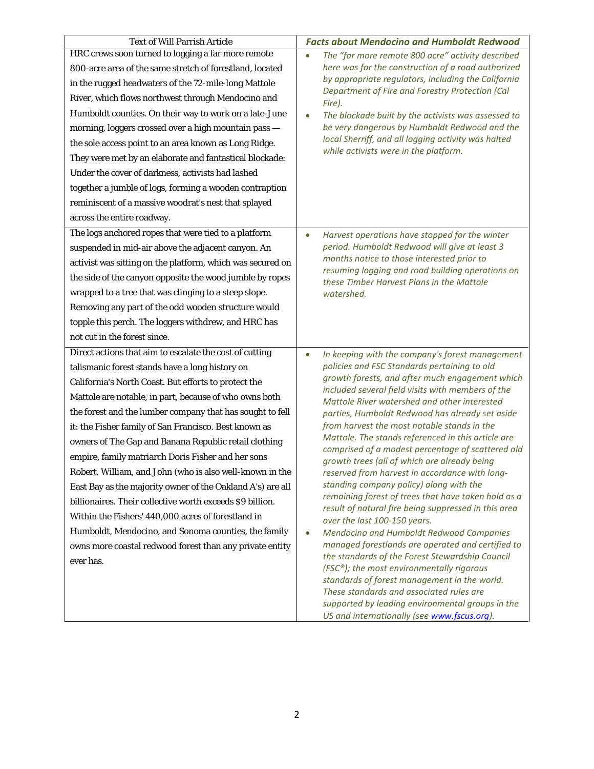| Text of Will Parrish Article | *Facts about Mendocino and Humboldt Redwood* |
|---|---|
| HRC crews soon turned to logging a far more remote 800-acre area of the same stretch of forestland, located in the rugged headwaters of the 72-mile-long Mattole River, which flows northwest through Mendocino and Humboldt counties. On their way to work on a late-June morning, loggers crossed over a high mountain pass — the sole access point to an area known as Long Ridge. They were met by an elaborate and fantastical blockade: Under the cover of darkness, activists had lashed together a jumble of logs, forming a wooden contraption reminiscent of a massive woodrat's nest that splayed across the entire roadway. | • *The "far more remote 800 acre" activity described here was for the construction of a road authorized by appropriate regulators, including the California Department of Fire and Forestry Protection (Cal Fire).*<br>• *The blockade built by the activists was assessed to be very dangerous by Humboldt Redwood and the local Sherriff, and all logging activity was halted while activists were in the platform.* |
| The logs anchored ropes that were tied to a platform suspended in mid-air above the adjacent canyon. An activist was sitting on the platform, which was secured on the side of the canyon opposite the wood jumble by ropes wrapped to a tree that was clinging to a steep slope. Removing any part of the odd wooden structure would topple this perch. The loggers withdrew, and HRC has not cut in the forest since. | • *Harvest operations have stopped for the winter period. Humboldt Redwood will give at least 3 months notice to those interested prior to resuming logging and road building operations on these Timber Harvest Plans in the Mattole watershed.* |
| Direct actions that aim to escalate the cost of cutting talismanic forest stands have a long history on California's North Coast. But efforts to protect the Mattole are notable, in part, because of who owns both the forest and the lumber company that has sought to fell it: the Fisher family of San Francisco. Best known as owners of The Gap and Banana Republic retail clothing empire, family matriarch Doris Fisher and her sons Robert, William, and John (who is also well-known in the East Bay as the majority owner of the Oakland A's) are all billionaires. Their collective worth exceeds $9 billion. Within the Fishers' 440,000 acres of forestland in Humboldt, Mendocino, and Sonoma counties, the family owns more coastal redwood forest than any private entity ever has. | • *In keeping with the company's forest management policies and FSC Standards pertaining to old growth forests, and after much engagement which included several field visits with members of the Mattole River watershed and other interested parties, Humboldt Redwood has already set aside from harvest the most notable stands in the Mattole. The stands referenced in this article are comprised of a modest percentage of scattered old growth trees (all of which are already being reserved from harvest in accordance with long-standing company policy) along with the remaining forest of trees that have taken hold as a result of natural fire being suppressed in this area over the last 100-150 years.*<br>• *Mendocino and Humboldt Redwood Companies managed forestlands are operated and certified to the standards of the Forest Stewardship Council (FSC®); the most environmentally rigorous standards of forest management in the world. These standards and associated rules are supported by leading environmental groups in the US and internationally (see www.fscus.org).* |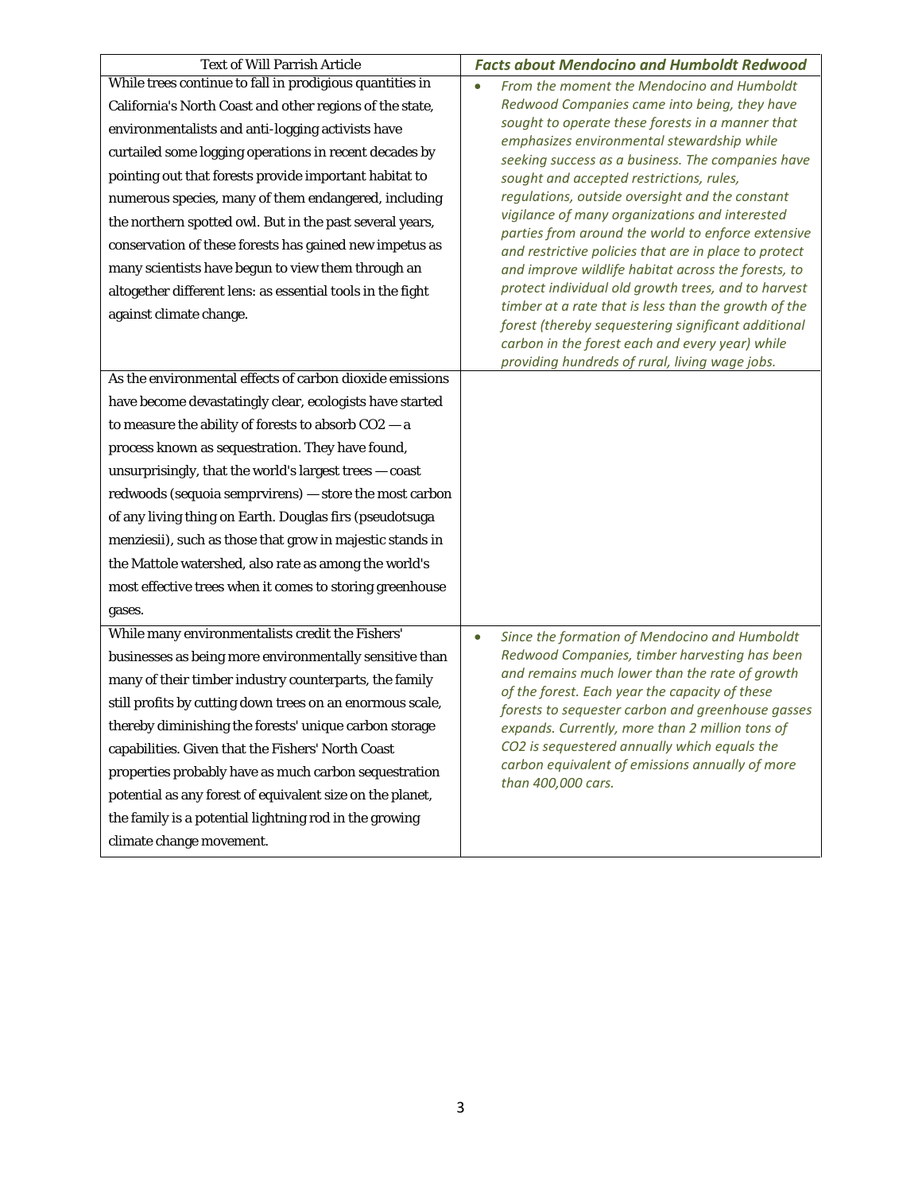| Text of Will Parrish Article | ***Facts about Mendocino and Humboldt Redwood*** |
| --- | --- |
| While trees continue to fall in prodigious quantities in California's North Coast and other regions of the state, environmentalists and anti-logging activists have curtailed some logging operations in recent decades by pointing out that forests provide important habitat to numerous species, many of them endangered, including the northern spotted owl. But in the past several years, conservation of these forests has gained new impetus as many scientists have begun to view them through an altogether different lens: as essential tools in the fight against climate change. | • *From the moment the Mendocino and Humboldt Redwood Companies came into being, they have sought to operate these forests in a manner that emphasizes environmental stewardship while seeking success as a business. The companies have sought and accepted restrictions, rules, regulations, outside oversight and the constant vigilance of many organizations and interested parties from around the world to enforce extensive and restrictive policies that are in place to protect and improve wildlife habitat across the forests, to protect individual old growth trees, and to harvest timber at a rate that is less than the growth of the forest (thereby sequestering significant additional carbon in the forest each and every year) while providing hundreds of rural, living wage jobs.* |
| As the environmental effects of carbon dioxide emissions have become devastatingly clear, ecologists have started to measure the ability of forests to absorb $CO_2$ — a process known as sequestration. They have found, unsurprisingly, that the world's largest trees — coast redwoods (sequoia semprvirens) — store the most carbon of any living thing on Earth. Douglas firs (pseudotsuga menziesii), such as those that grow in majestic stands in the Mattole watershed, also rate as among the world's most effective trees when it comes to storing greenhouse gases. | |
| While many environmentalists credit the Fishers' businesses as being more environmentally sensitive than many of their timber industry counterparts, the family still profits by cutting down trees on an enormous scale, thereby diminishing the forests' unique carbon storage capabilities. Given that the Fishers' North Coast properties probably have as much carbon sequestration potential as any forest of equivalent size on the planet, the family is a potential lightning rod in the growing climate change movement. | • *Since the formation of Mendocino and Humboldt Redwood Companies, timber harvesting has been and remains much lower than the rate of growth of the forest. Each year the capacity of these forests to sequester carbon and greenhouse gasses expands. Currently, more than 2 million tons of $CO_2$ is sequestered annually which equals the carbon equivalent of emissions annually of more than 400,000 cars.* |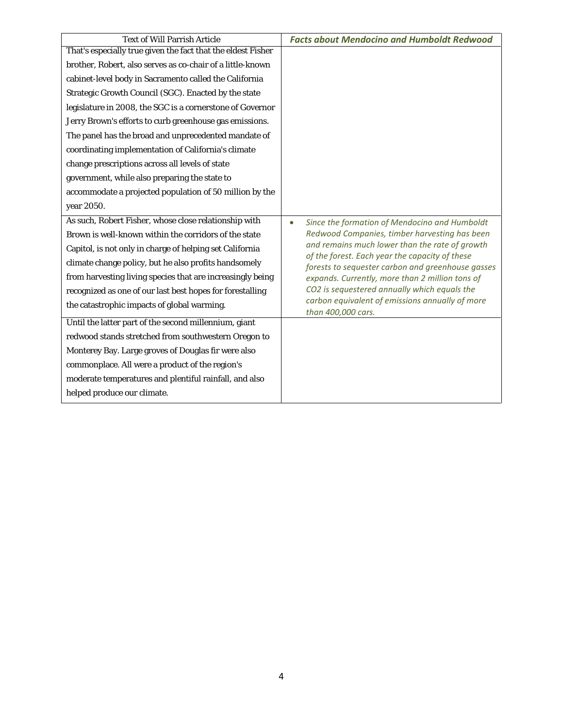| Text of Will Parrish Article | ***Facts about Mendocino and Humboldt Redwood*** |
| --- | --- |
| That's especially true given the fact that the eldest Fisher brother, Robert, also serves as co-chair of a little-known cabinet-level body in Sacramento called the California Strategic Growth Council (SGC). Enacted by the state legislature in 2008, the SGC is a cornerstone of Governor Jerry Brown's efforts to curb greenhouse gas emissions. The panel has the broad and unprecedented mandate of coordinating implementation of California's climate change prescriptions across all levels of state government, while also preparing the state to accommodate a projected population of 50 million by the year 2050. | |
| As such, Robert Fisher, whose close relationship with Brown is well-known within the corridors of the state Capitol, is not only in charge of helping set California climate change policy, but he also profits handsomely from harvesting living species that are increasingly being recognized as one of our last best hopes for forestalling the catastrophic impacts of global warming. | • *Since the formation of Mendocino and Humboldt Redwood Companies, timber harvesting has been and remains much lower than the rate of growth of the forest. Each year the capacity of these forests to sequester carbon and greenhouse gasses expands. Currently, more than 2 million tons of $CO_2$ is sequestered annually which equals the carbon equivalent of emissions annually of more than 400,000 cars.* |
| Until the latter part of the second millennium, giant redwood stands stretched from southwestern Oregon to Monterey Bay. Large groves of Douglas fir were also commonplace. All were a product of the region's moderate temperatures and plentiful rainfall, and also helped produce our climate. | |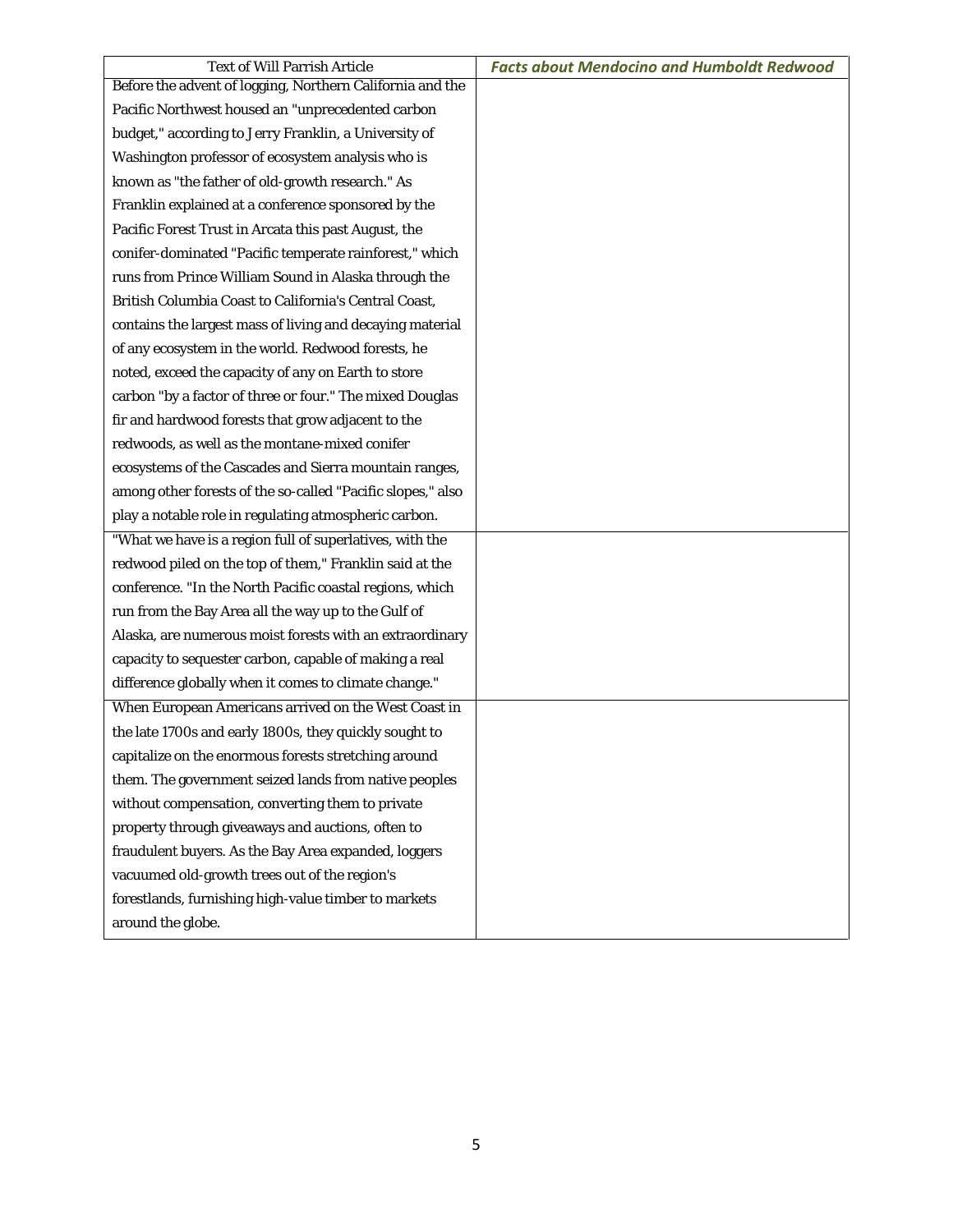| Text of Will Parrish Article | ***Facts about Mendocino and Humboldt Redwood*** |
|---|---|
| Before the advent of logging, Northern California and the Pacific Northwest housed an "unprecedented carbon budget," according to Jerry Franklin, a University of Washington professor of ecosystem analysis who is known as "the father of old-growth research." As Franklin explained at a conference sponsored by the Pacific Forest Trust in Arcata this past August, the conifer-dominated "Pacific temperate rainforest," which runs from Prince William Sound in Alaska through the British Columbia Coast to California's Central Coast, contains the largest mass of living and decaying material of any ecosystem in the world. Redwood forests, he noted, exceed the capacity of any on Earth to store carbon "by a factor of three or four." The mixed Douglas fir and hardwood forests that grow adjacent to the redwoods, as well as the montane-mixed conifer ecosystems of the Cascades and Sierra mountain ranges, among other forests of the so-called "Pacific slopes," also play a notable role in regulating atmospheric carbon. | |
| "What we have is a region full of superlatives, with the redwood piled on the top of them," Franklin said at the conference. "In the North Pacific coastal regions, which run from the Bay Area all the way up to the Gulf of Alaska, are numerous moist forests with an extraordinary capacity to sequester carbon, capable of making a real difference globally when it comes to climate change." | |
| When European Americans arrived on the West Coast in the late 1700s and early 1800s, they quickly sought to capitalize on the enormous forests stretching around them. The government seized lands from native peoples without compensation, converting them to private property through giveaways and auctions, often to fraudulent buyers. As the Bay Area expanded, loggers vacuumed old-growth trees out of the region's forestlands, furnishing high-value timber to markets around the globe. | |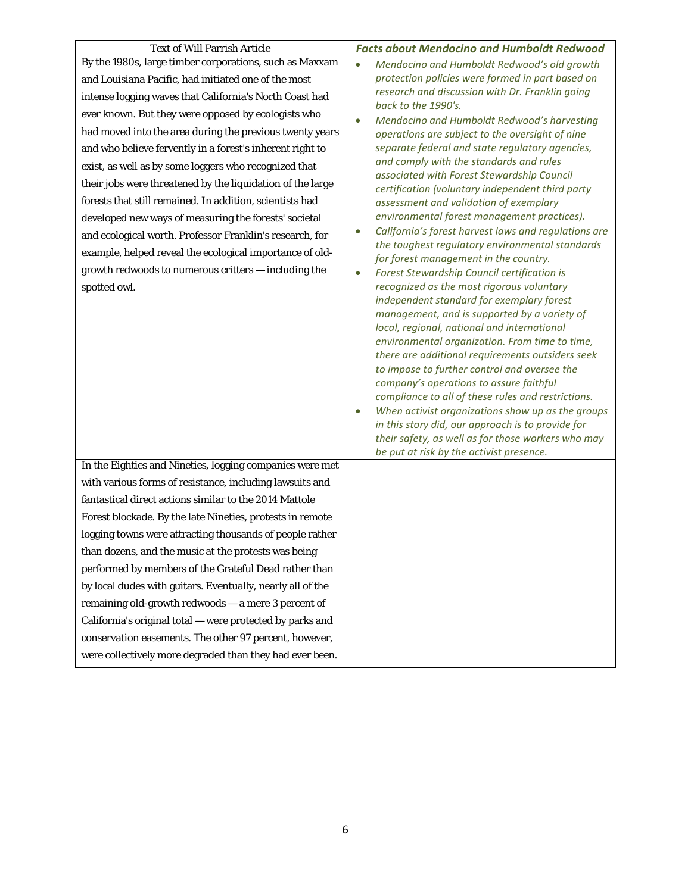| Text of Will Parrish Article | ***Facts about Mendocino and Humboldt Redwood*** |
|---|---|
| By the 1980s, large timber corporations, such as Maxxam and Louisiana Pacific, had initiated one of the most intense logging waves that California's North Coast had ever known. But they were opposed by ecologists who had moved into the area during the previous twenty years and who believe fervently in a forest's inherent right to exist, as well as by some loggers who recognized that their jobs were threatened by the liquidation of the large forests that still remained. In addition, scientists had developed new ways of measuring the forests' societal and ecological worth. Professor Franklin's research, for example, helped reveal the ecological importance of old-growth redwoods to numerous critters — including the spotted owl. | • *Mendocino and Humboldt Redwood's old growth protection policies were formed in part based on research and discussion with Dr. Franklin going back to the 1990's.*<br>• *Mendocino and Humboldt Redwood's harvesting operations are subject to the oversight of nine separate federal and state regulatory agencies, and comply with the standards and rules associated with Forest Stewardship Council certification (voluntary independent third party assessment and validation of exemplary environmental forest management practices).*<br>• *California's forest harvest laws and regulations are the toughest regulatory environmental standards for forest management in the country.*<br>• *Forest Stewardship Council certification is recognized as the most rigorous voluntary independent standard for exemplary forest management, and is supported by a variety of local, regional, national and international environmental organization. From time to time, there are additional requirements outsiders seek to impose to further control and oversee the company's operations to assure faithful compliance to all of these rules and restrictions.*<br>• *When activist organizations show up as the groups in this story did, our approach is to provide for their safety, as well as for those workers who may be put at risk by the activist presence.* |
| In the Eighties and Nineties, logging companies were met with various forms of resistance, including lawsuits and fantastical direct actions similar to the 2014 Mattole Forest blockade. By the late Nineties, protests in remote logging towns were attracting thousands of people rather than dozens, and the music at the protests was being performed by members of the Grateful Dead rather than by local dudes with guitars. Eventually, nearly all of the remaining old-growth redwoods — a mere 3 percent of California's original total — were protected by parks and conservation easements. The other 97 percent, however, were collectively more degraded than they had ever been. | |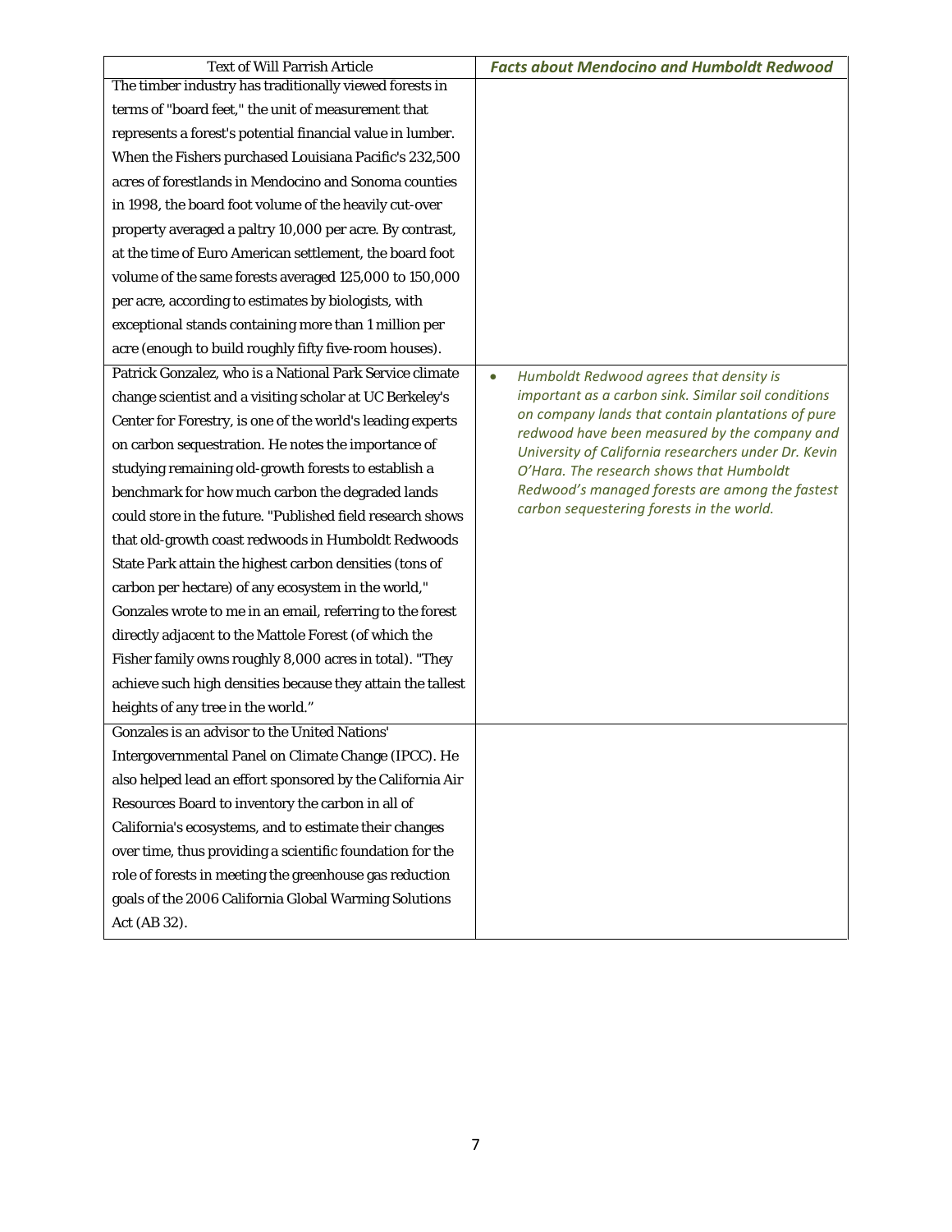| Text of Will Parrish Article | ***Facts about Mendocino and Humboldt Redwood*** |
| --- | --- |
| The timber industry has traditionally viewed forests in terms of "board feet," the unit of measurement that represents a forest's potential financial value in lumber. When the Fishers purchased Louisiana Pacific's 232,500 acres of forestlands in Mendocino and Sonoma counties in 1998, the board foot volume of the heavily cut-over property averaged a paltry 10,000 per acre. By contrast, at the time of Euro American settlement, the board foot volume of the same forests averaged 125,000 to 150,000 per acre, according to estimates by biologists, with exceptional stands containing more than 1 million per acre (enough to build roughly fifty five-room houses). | |
| Patrick Gonzalez, who is a National Park Service climate change scientist and a visiting scholar at UC Berkeley's Center for Forestry, is one of the world's leading experts on carbon sequestration. He notes the importance of studying remaining old-growth forests to establish a benchmark for how much carbon the degraded lands could store in the future. "Published field research shows that old-growth coast redwoods in Humboldt Redwoods State Park attain the highest carbon densities (tons of carbon per hectare) of any ecosystem in the world," Gonzales wrote to me in an email, referring to the forest directly adjacent to the Mattole Forest (of which the Fisher family owns roughly 8,000 acres in total). "They achieve such high densities because they attain the tallest heights of any tree in the world." | • *Humboldt Redwood agrees that density is important as a carbon sink. Similar soil conditions on company lands that contain plantations of pure redwood have been measured by the company and University of California researchers under Dr. Kevin O'Hara. The research shows that Humboldt Redwood's managed forests are among the fastest carbon sequestering forests in the world.* |
| Gonzales is an advisor to the United Nations' Intergovernmental Panel on Climate Change (IPCC). He also helped lead an effort sponsored by the California Air Resources Board to inventory the carbon in all of California's ecosystems, and to estimate their changes over time, thus providing a scientific foundation for the role of forests in meeting the greenhouse gas reduction goals of the 2006 California Global Warming Solutions Act (AB 32). | |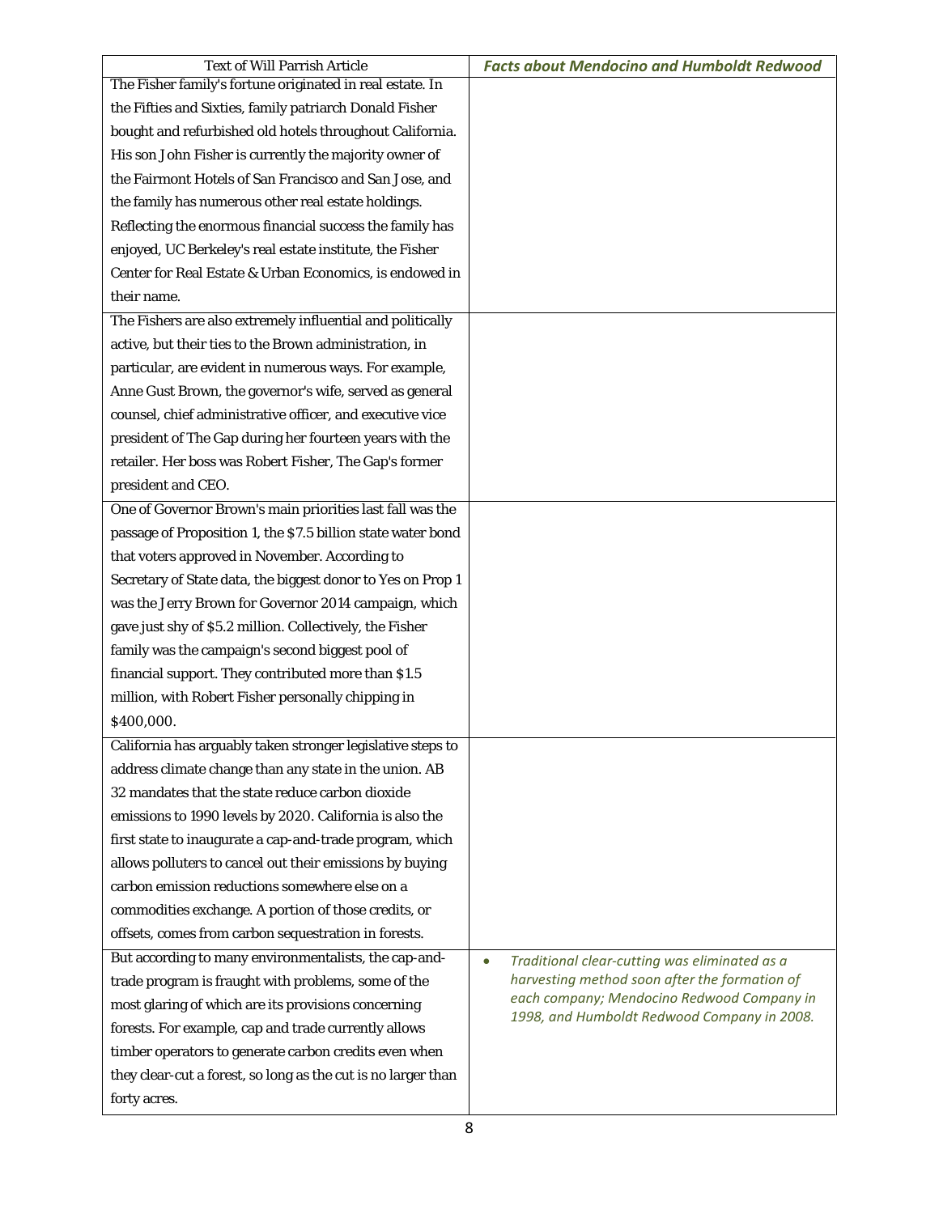| Text of Will Parrish Article | *Facts about Mendocino and Humboldt Redwood* |
|---|---|
| The Fisher family's fortune originated in real estate. In the Fifties and Sixties, family patriarch Donald Fisher bought and refurbished old hotels throughout California. His son John Fisher is currently the majority owner of the Fairmont Hotels of San Francisco and San Jose, and the family has numerous other real estate holdings. Reflecting the enormous financial success the family has enjoyed, UC Berkeley's real estate institute, the Fisher Center for Real Estate & Urban Economics, is endowed in their name. | |
| The Fishers are also extremely influential and politically active, but their ties to the Brown administration, in particular, are evident in numerous ways. For example, Anne Gust Brown, the governor's wife, served as general counsel, chief administrative officer, and executive vice president of The Gap during her fourteen years with the retailer. Her boss was Robert Fisher, The Gap's former president and CEO. | |
| One of Governor Brown's main priorities last fall was the passage of Proposition 1, the $7.5 billion state water bond that voters approved in November. According to Secretary of State data, the biggest donor to Yes on Prop 1 was the Jerry Brown for Governor 2014 campaign, which gave just shy of $5.2 million. Collectively, the Fisher family was the campaign's second biggest pool of financial support. They contributed more than $1.5 million, with Robert Fisher personally chipping in $400,000. | |
| California has arguably taken stronger legislative steps to address climate change than any state in the union. AB 32 mandates that the state reduce carbon dioxide emissions to 1990 levels by 2020. California is also the first state to inaugurate a cap-and-trade program, which allows polluters to cancel out their emissions by buying carbon emission reductions somewhere else on a commodities exchange. A portion of those credits, or offsets, comes from carbon sequestration in forests. | |
| But according to many environmentalists, the cap-and-trade program is fraught with problems, some of the most glaring of which are its provisions concerning forests. For example, cap and trade currently allows timber operators to generate carbon credits even when they clear-cut a forest, so long as the cut is no larger than forty acres. | • *Traditional clear-cutting was eliminated as a harvesting method soon after the formation of each company; Mendocino Redwood Company in 1998, and Humboldt Redwood Company in 2008.* |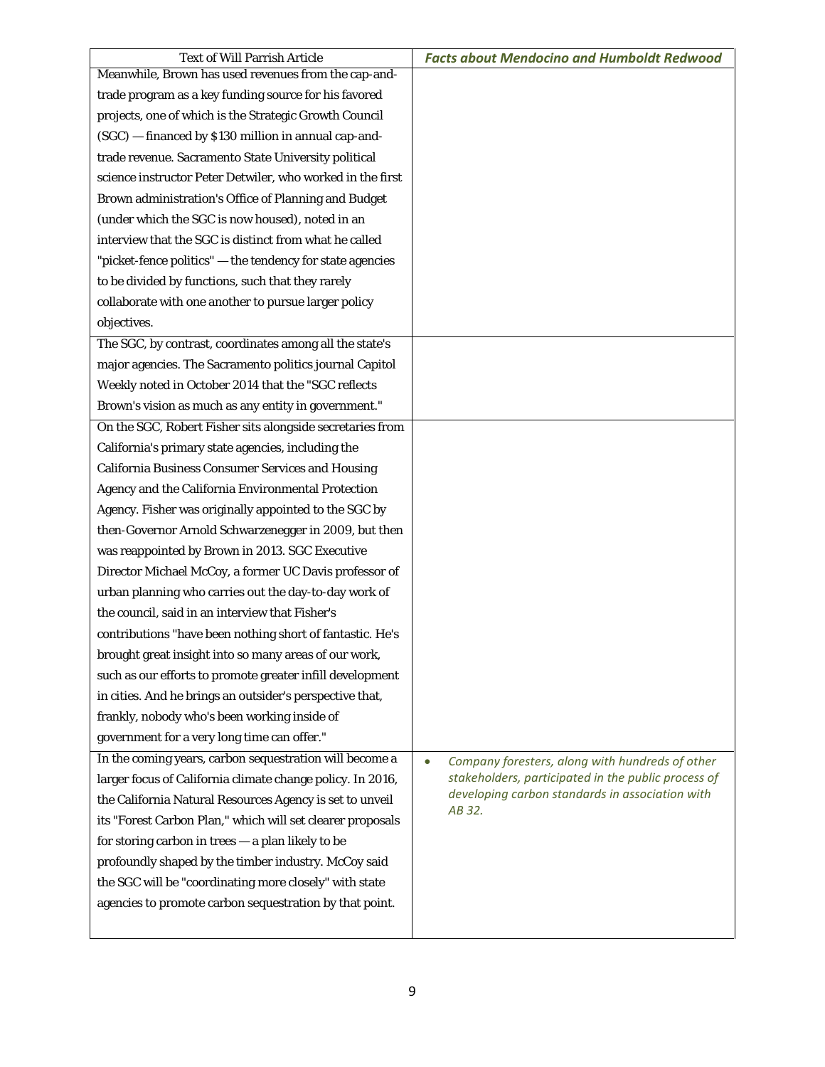| Text of Will Parrish Article | *Facts about Mendocino and Humboldt Redwood* |
| --- | --- |
| Meanwhile, Brown has used revenues from the cap-and-trade program as a key funding source for his favored projects, one of which is the Strategic Growth Council (SGC) — financed by $130 million in annual cap-and-trade revenue. Sacramento State University political science instructor Peter Detwiler, who worked in the first Brown administration's Office of Planning and Budget (under which the SGC is now housed), noted in an interview that the SGC is distinct from what he called "picket-fence politics" — the tendency for state agencies to be divided by functions, such that they rarely collaborate with one another to pursue larger policy objectives. | |
| The SGC, by contrast, coordinates among all the state's major agencies. The Sacramento politics journal Capitol Weekly noted in October 2014 that the "SGC reflects Brown's vision as much as any entity in government." | |
| On the SGC, Robert Fisher sits alongside secretaries from California's primary state agencies, including the California Business Consumer Services and Housing Agency and the California Environmental Protection Agency. Fisher was originally appointed to the SGC by then-Governor Arnold Schwarzenegger in 2009, but then was reappointed by Brown in 2013. SGC Executive Director Michael McCoy, a former UC Davis professor of urban planning who carries out the day-to-day work of the council, said in an interview that Fisher's contributions "have been nothing short of fantastic. He's brought great insight into so many areas of our work, such as our efforts to promote greater infill development in cities. And he brings an outsider's perspective that, frankly, nobody who's been working inside of government for a very long time can offer." | |
| In the coming years, carbon sequestration will become a larger focus of California climate change policy. In 2016, the California Natural Resources Agency is set to unveil its "Forest Carbon Plan," which will set clearer proposals for storing carbon in trees — a plan likely to be profoundly shaped by the timber industry. McCoy said the SGC will be "coordinating more closely" with state agencies to promote carbon sequestration by that point. | • *Company foresters, along with hundreds of other stakeholders, participated in the public process of developing carbon standards in association with AB 32.* |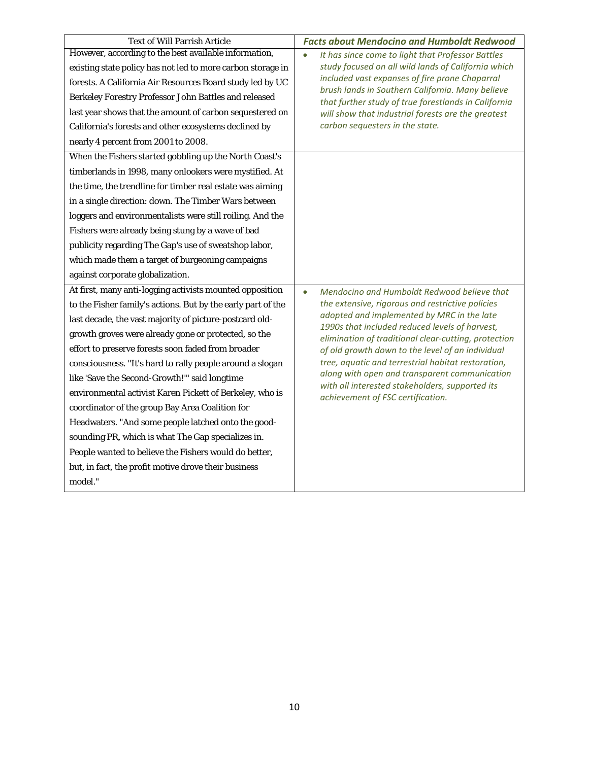| Text of Will Parrish Article | ***Facts about Mendocino and Humboldt Redwood*** |
|---|---|
| However, according to the best available information, existing state policy has not led to more carbon storage in forests. A California Air Resources Board study led by UC Berkeley Forestry Professor John Battles and released last year shows that the amount of carbon sequestered on California's forests and other ecosystems declined by nearly 4 percent from 2001 to 2008. | • *It has since come to light that Professor Battles study focused on all wild lands of California which included vast expanses of fire prone Chaparral brush lands in Southern California. Many believe that further study of true forestlands in California will show that industrial forests are the greatest carbon sequesters in the state.* |
| When the Fishers started gobbling up the North Coast's timberlands in 1998, many onlookers were mystified. At the time, the trendline for timber real estate was aiming in a single direction: down. The Timber Wars between loggers and environmentalists were still roiling. And the Fishers were already being stung by a wave of bad publicity regarding The Gap's use of sweatshop labor, which made them a target of burgeoning campaigns against corporate globalization. | |
| At first, many anti-logging activists mounted opposition to the Fisher family's actions. But by the early part of the last decade, the vast majority of picture-postcard old-growth groves were already gone or protected, so the effort to preserve forests soon faded from broader consciousness. "It's hard to rally people around a slogan like 'Save the Second-Growth!'" said longtime environmental activist Karen Pickett of Berkeley, who is coordinator of the group Bay Area Coalition for Headwaters. "And some people latched onto the good-sounding PR, which is what The Gap specializes in. People wanted to believe the Fishers would do better, but, in fact, the profit motive drove their business model." | • *Mendocino and Humboldt Redwood believe that the extensive, rigorous and restrictive policies adopted and implemented by MRC in the late 1990s that included reduced levels of harvest, elimination of traditional clear-cutting, protection of old growth down to the level of an individual tree, aquatic and terrestrial habitat restoration, along with open and transparent communication with all interested stakeholders, supported its achievement of FSC certification.* |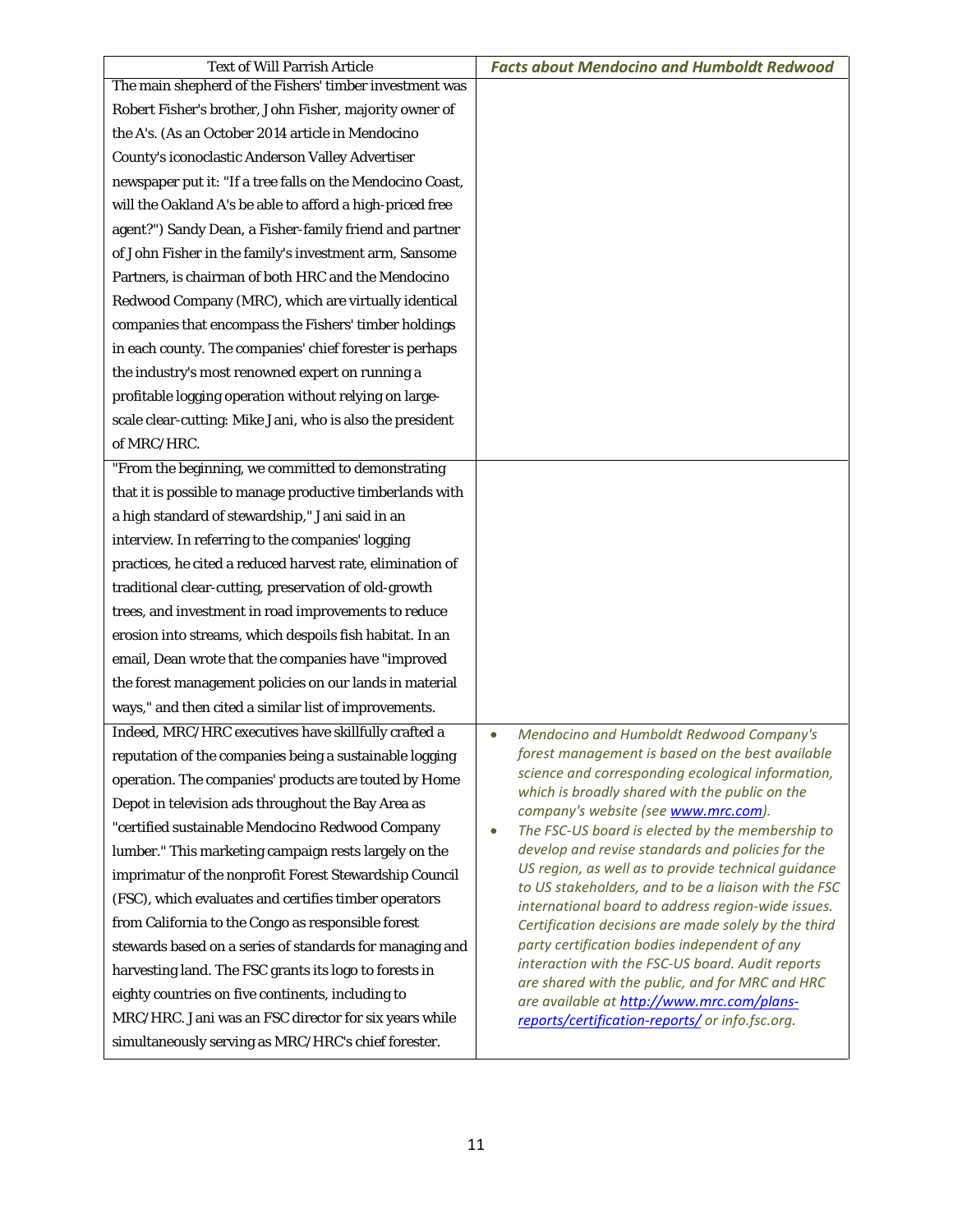| Text of Will Parrish Article | ***Facts about Mendocino and Humboldt Redwood*** |
|---|---|
| The main shepherd of the Fishers' timber investment was Robert Fisher's brother, John Fisher, majority owner of the A's. (As an October 2014 article in Mendocino County's iconoclastic Anderson Valley Advertiser newspaper put it: "If a tree falls on the Mendocino Coast, will the Oakland A's be able to afford a high-priced free agent?") Sandy Dean, a Fisher-family friend and partner of John Fisher in the family's investment arm, Sansome Partners, is chairman of both HRC and the Mendocino Redwood Company (MRC), which are virtually identical companies that encompass the Fishers' timber holdings in each county. The companies' chief forester is perhaps the industry's most renowned expert on running a profitable logging operation without relying on large-scale clear-cutting: Mike Jani, who is also the president of MRC/HRC. | |
| "From the beginning, we committed to demonstrating that it is possible to manage productive timberlands with a high standard of stewardship," Jani said in an interview. In referring to the companies' logging practices, he cited a reduced harvest rate, elimination of traditional clear-cutting, preservation of old-growth trees, and investment in road improvements to reduce erosion into streams, which despoils fish habitat. In an email, Dean wrote that the companies have "improved the forest management policies on our lands in material ways," and then cited a similar list of improvements. | |
| Indeed, MRC/HRC executives have skillfully crafted a reputation of the companies being a sustainable logging operation. The companies' products are touted by Home Depot in television ads throughout the Bay Area as "certified sustainable Mendocino Redwood Company lumber." This marketing campaign rests largely on the imprimatur of the nonprofit Forest Stewardship Council (FSC), which evaluates and certifies timber operators from California to the Congo as responsible forest stewards based on a series of standards for managing and harvesting land. The FSC grants its logo to forests in eighty countries on five continents, including to MRC/HRC. Jani was an FSC director for six years while simultaneously serving as MRC/HRC's chief forester. | • *Mendocino and Humboldt Redwood Company's forest management is based on the best available science and corresponding ecological information, which is broadly shared with the public on the company's website (see [www.mrc.com](http://www.mrc.com)).*<br>• *The FSC-US board is elected by the membership to develop and revise standards and policies for the US region, as well as to provide technical guidance to US stakeholders, and to be a liaison with the FSC international board to address region-wide issues. Certification decisions are made solely by the third party certification bodies independent of any interaction with the FSC-US board. Audit reports are shared with the public, and for MRC and HRC are available at [http://www.mrc.com/plans-reports/certification-reports/](http://www.mrc.com/plans-reports/certification-reports/) or info.fsc.org.* |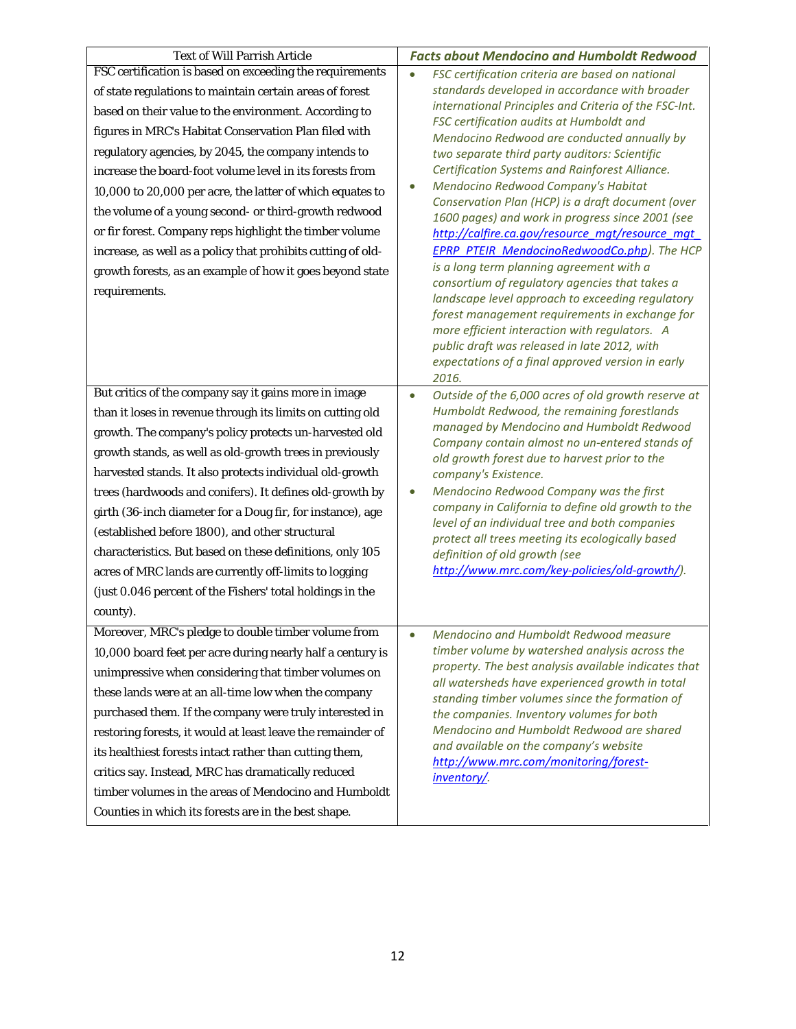| Text of Will Parrish Article | ***Facts about Mendocino and Humboldt Redwood*** |
|---|---|
| FSC certification is based on exceeding the requirements of state regulations to maintain certain areas of forest based on their value to the environment. According to figures in MRC's Habitat Conservation Plan filed with regulatory agencies, by 2045, the company intends to increase the board-foot volume level in its forests from 10,000 to 20,000 per acre, the latter of which equates to the volume of a young second- or third-growth redwood or fir forest. Company reps highlight the timber volume increase, as well as a policy that prohibits cutting of old-growth forests, as an example of how it goes beyond state requirements. | • *FSC certification criteria are based on national standards developed in accordance with broader international Principles and Criteria of the FSC-Int. FSC certification audits at Humboldt and Mendocino Redwood are conducted annually by two separate third party auditors: Scientific Certification Systems and Rainforest Alliance.* <br> • *Mendocino Redwood Company's Habitat Conservation Plan (HCP) is a draft document (over 1600 pages) and work in progress since 2001 (see [http://calfire.ca.gov/resource_mgt/resource_mgt_EPRP_PTEIR_MendocinoRedwoodCo.php](http://calfire.ca.gov/resource_mgt/resource_mgt_EPRP_PTEIR_MendocinoRedwoodCo.php)). The HCP is a long term planning agreement with a consortium of regulatory agencies that takes a landscape level approach to exceeding regulatory forest management requirements in exchange for more efficient interaction with regulators. A public draft was released in late 2012, with expectations of a final approved version in early 2016.* |
| But critics of the company say it gains more in image than it loses in revenue through its limits on cutting old growth. The company's policy protects un-harvested old growth stands, as well as old-growth trees in previously harvested stands. It also protects individual old-growth trees (hardwoods and conifers). It defines old-growth by girth (36-inch diameter for a Doug fir, for instance), age (established before 1800), and other structural characteristics. But based on these definitions, only 105 acres of MRC lands are currently off-limits to logging (just 0.046 percent of the Fishers' total holdings in the county). | • *Outside of the 6,000 acres of old growth reserve at Humboldt Redwood, the remaining forestlands managed by Mendocino and Humboldt Redwood Company contain almost no un-entered stands of old growth forest due to harvest prior to the company's Existence.* <br> • *Mendocino Redwood Company was the first company in California to define old growth to the level of an individual tree and both companies protect all trees meeting its ecologically based definition of old growth (see [http://www.mrc.com/key-policies/old-growth/](http://www.mrc.com/key-policies/old-growth/)).* |
| Moreover, MRC's pledge to double timber volume from 10,000 board feet per acre during nearly half a century is unimpressive when considering that timber volumes on these lands were at an all-time low when the company purchased them. If the company were truly interested in restoring forests, it would at least leave the remainder of its healthiest forests intact rather than cutting them, critics say. Instead, MRC has dramatically reduced timber volumes in the areas of Mendocino and Humboldt Counties in which its forests are in the best shape. | • *Mendocino and Humboldt Redwood measure timber volume by watershed analysis across the property. The best analysis available indicates that all watersheds have experienced growth in total standing timber volumes since the formation of the companies. Inventory volumes for both Mendocino and Humboldt Redwood are shared and available on the company's website [http://www.mrc.com/monitoring/forest-inventory/](http://www.mrc.com/monitoring/forest-inventory/).* |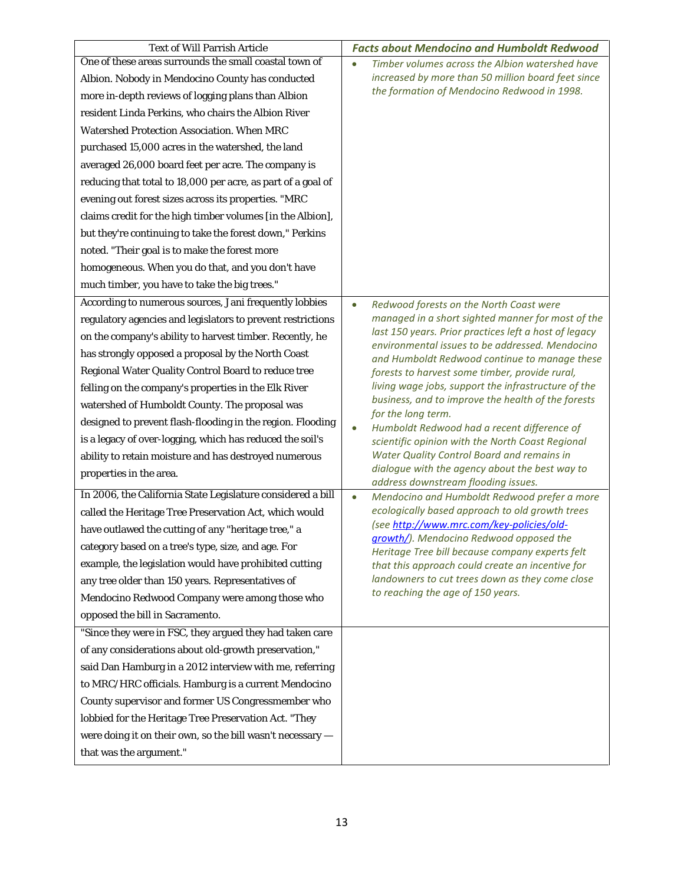| Text of Will Parrish Article | ***Facts about Mendocino and Humboldt Redwood*** |
|---|---|
| One of these areas surrounds the small coastal town of Albion. Nobody in Mendocino County has conducted more in-depth reviews of logging plans than Albion resident Linda Perkins, who chairs the Albion River Watershed Protection Association. When MRC purchased 15,000 acres in the watershed, the land averaged 26,000 board feet per acre. The company is reducing that total to 18,000 per acre, as part of a goal of evening out forest sizes across its properties. "MRC claims credit for the high timber volumes [in the Albion], but they're continuing to take the forest down," Perkins noted. "Their goal is to make the forest more homogeneous. When you do that, and you don't have much timber, you have to take the big trees." | • *Timber volumes across the Albion watershed have increased by more than 50 million board feet since the formation of Mendocino Redwood in 1998.* |
| According to numerous sources, Jani frequently lobbies regulatory agencies and legislators to prevent restrictions on the company's ability to harvest timber. Recently, he has strongly opposed a proposal by the North Coast Regional Water Quality Control Board to reduce tree felling on the company's properties in the Elk River watershed of Humboldt County. The proposal was designed to prevent flash-flooding in the region. Flooding is a legacy of over-logging, which has reduced the soil's ability to retain moisture and has destroyed numerous properties in the area. | • *Redwood forests on the North Coast were managed in a short sighted manner for most of the last 150 years. Prior practices left a host of legacy environmental issues to be addressed. Mendocino and Humboldt Redwood continue to manage these forests to harvest some timber, provide rural, living wage jobs, support the infrastructure of the business, and to improve the health of the forests for the long term.*<br>• *Humboldt Redwood had a recent difference of scientific opinion with the North Coast Regional Water Quality Control Board and remains in dialogue with the agency about the best way to address downstream flooding issues.* |
| In 2006, the California State Legislature considered a bill called the Heritage Tree Preservation Act, which would have outlawed the cutting of any "heritage tree," a category based on a tree's type, size, and age. For example, the legislation would have prohibited cutting any tree older than 150 years. Representatives of Mendocino Redwood Company were among those who opposed the bill in Sacramento. | • *Mendocino and Humboldt Redwood prefer a more ecologically based approach to old growth trees (see [http://www.mrc.com/key-policies/old-growth/](http://www.mrc.com/key-policies/old-growth/)). Mendocino Redwood opposed the Heritage Tree bill because company experts felt that this approach could create an incentive for landowners to cut trees down as they come close to reaching the age of 150 years.* |
| "Since they were in FSC, they argued they had taken care of any considerations about old-growth preservation," said Dan Hamburg in a 2012 interview with me, referring to MRC/HRC officials. Hamburg is a current Mendocino County supervisor and former US Congressmember who lobbied for the Heritage Tree Preservation Act. "They were doing it on their own, so the bill wasn't necessary — that was the argument." | |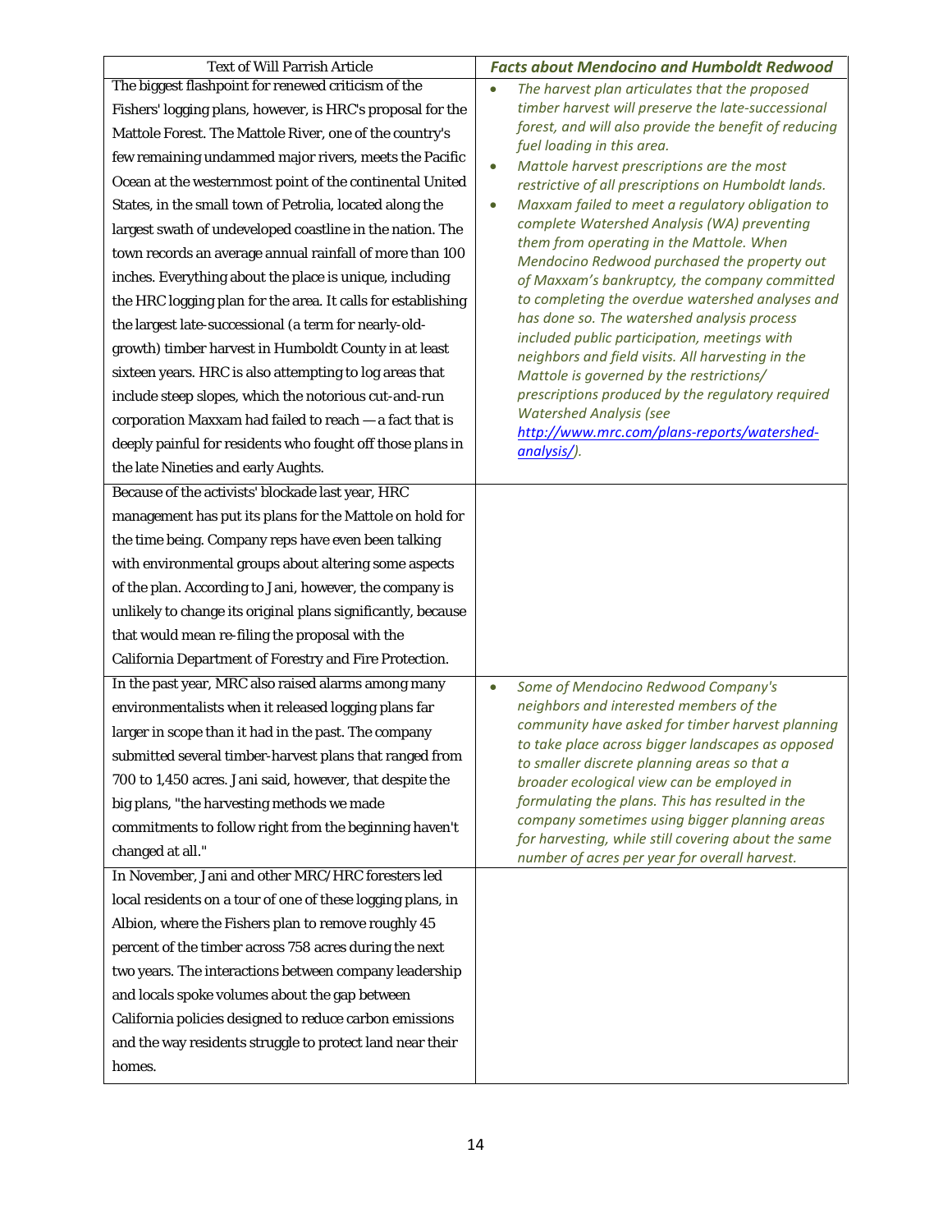| Text of Will Parrish Article | *Facts about Mendocino and Humboldt Redwood* |
|---|---|
| The biggest flashpoint for renewed criticism of the Fishers' logging plans, however, is HRC's proposal for the Mattole Forest. The Mattole River, one of the country's few remaining undammed major rivers, meets the Pacific Ocean at the westernmost point of the continental United States, in the small town of Petrolia, located along the largest swath of undeveloped coastline in the nation. The town records an average annual rainfall of more than 100 inches. Everything about the place is unique, including the HRC logging plan for the area. It calls for establishing the largest late-successional (a term for nearly-old-growth) timber harvest in Humboldt County in at least sixteen years. HRC is also attempting to log areas that include steep slopes, which the notorious cut-and-run corporation Maxxam had failed to reach — a fact that is deeply painful for residents who fought off those plans in the late Nineties and early Aughts. | • *The harvest plan articulates that the proposed timber harvest will preserve the late-successional forest, and will also provide the benefit of reducing fuel loading in this area.*<br>• *Mattole harvest prescriptions are the most restrictive of all prescriptions on Humboldt lands.*<br>• *Maxxam failed to meet a regulatory obligation to complete Watershed Analysis (WA) preventing them from operating in the Mattole. When Mendocino Redwood purchased the property out of Maxxam's bankruptcy, the company committed to completing the overdue watershed analyses and has done so. The watershed analysis process included public participation, meetings with neighbors and field visits. All harvesting in the Mattole is governed by the restrictions/ prescriptions produced by the regulatory required Watershed Analysis (see [http://www.mrc.com/plans-reports/watershed-analysis/](http://www.mrc.com/plans-reports/watershed-analysis/)).* |
| Because of the activists' blockade last year, HRC management has put its plans for the Mattole on hold for the time being. Company reps have even been talking with environmental groups about altering some aspects of the plan. According to Jani, however, the company is unlikely to change its original plans significantly, because that would mean re-filing the proposal with the California Department of Forestry and Fire Protection. | |
| In the past year, MRC also raised alarms among many environmentalists when it released logging plans far larger in scope than it had in the past. The company submitted several timber-harvest plans that ranged from 700 to 1,450 acres. Jani said, however, that despite the big plans, "the harvesting methods we made commitments to follow right from the beginning haven't changed at all." | • *Some of Mendocino Redwood Company's neighbors and interested members of the community have asked for timber harvest planning to take place across bigger landscapes as opposed to smaller discrete planning areas so that a broader ecological view can be employed in formulating the plans. This has resulted in the company sometimes using bigger planning areas for harvesting, while still covering about the same number of acres per year for overall harvest.* |
| In November, Jani and other MRC/HRC foresters led local residents on a tour of one of these logging plans, in Albion, where the Fishers plan to remove roughly 45 percent of the timber across 758 acres during the next two years. The interactions between company leadership and locals spoke volumes about the gap between California policies designed to reduce carbon emissions and the way residents struggle to protect land near their homes. | |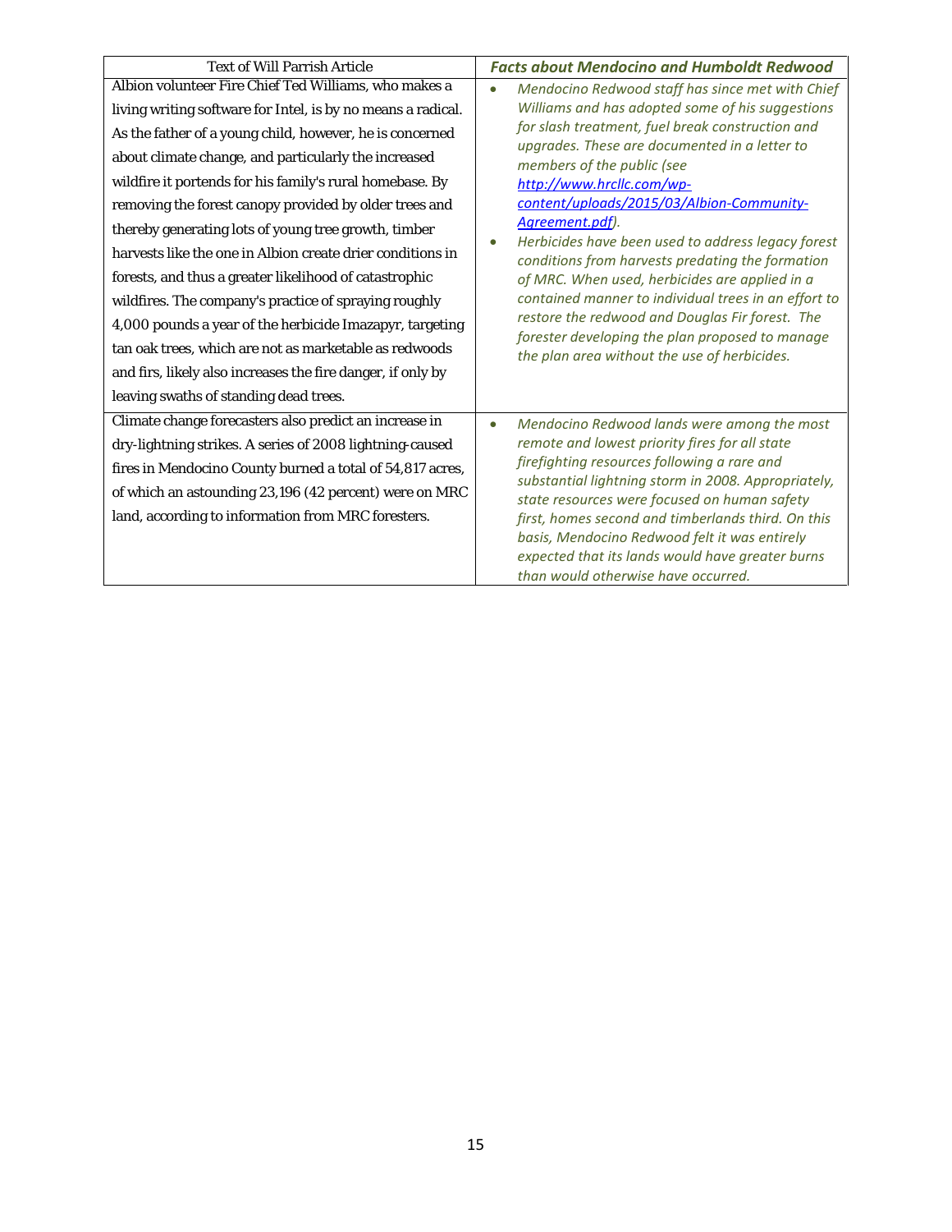| Text of Will Parrish Article | ***Facts about Mendocino and Humboldt Redwood*** |
|---|---|
| Albion volunteer Fire Chief Ted Williams, who makes a living writing software for Intel, is by no means a radical. As the father of a young child, however, he is concerned about climate change, and particularly the increased wildfire it portends for his family's rural homebase. By removing the forest canopy provided by older trees and thereby generating lots of young tree growth, timber harvests like the one in Albion create drier conditions in forests, and thus a greater likelihood of catastrophic wildfires. The company's practice of spraying roughly 4,000 pounds a year of the herbicide Imazapyr, targeting tan oak trees, which are not as marketable as redwoods and firs, likely also increases the fire danger, if only by leaving swaths of standing dead trees. | • *Mendocino Redwood staff has since met with Chief Williams and has adopted some of his suggestions for slash treatment, fuel break construction and upgrades. These are documented in a letter to members of the public (see [http://www.hrcllc.com/wp-content/uploads/2015/03/Albion-Community-Agreement.pdf](http://www.hrcllc.com/wp-content/uploads/2015/03/Albion-Community-Agreement.pdf)).*<br>• *Herbicides have been used to address legacy forest conditions from harvests predating the formation of MRC. When used, herbicides are applied in a contained manner to individual trees in an effort to restore the redwood and Douglas Fir forest. The forester developing the plan proposed to manage the plan area without the use of herbicides.* |
| Climate change forecasters also predict an increase in dry-lightning strikes. A series of 2008 lightning-caused fires in Mendocino County burned a total of 54,817 acres, of which an astounding 23,196 (42 percent) were on MRC land, according to information from MRC foresters. | • *Mendocino Redwood lands were among the most remote and lowest priority fires for all state firefighting resources following a rare and substantial lightning storm in 2008. Appropriately, state resources were focused on human safety first, homes second and timberlands third. On this basis, Mendocino Redwood felt it was entirely expected that its lands would have greater burns than would otherwise have occurred.* |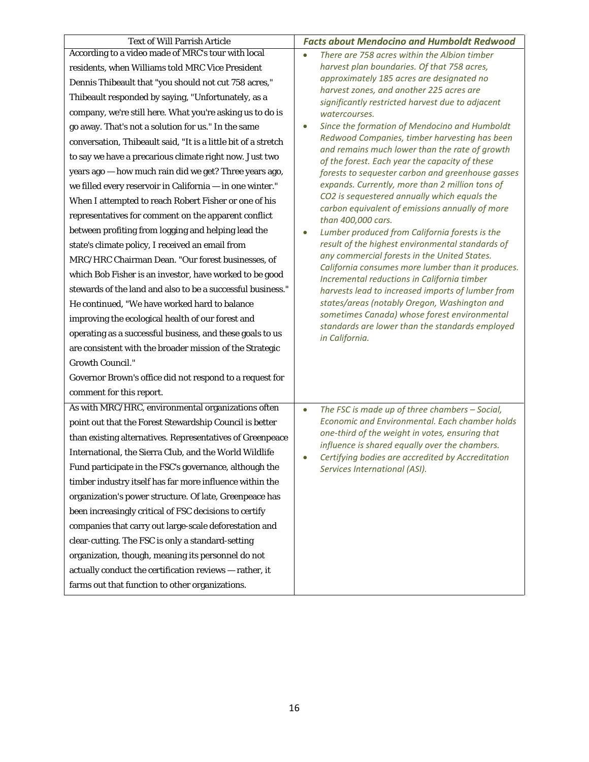| Text of Will Parrish Article | *Facts about Mendocino and Humboldt Redwood* |
|---|---|
| According to a video made of MRC's tour with local residents, when Williams told MRC Vice President Dennis Thibeault that "you should not cut 758 acres," Thibeault responded by saying, "Unfortunately, as a company, we're still here. What you're asking us to do is go away. That's not a solution for us." In the same conversation, Thibeault said, "It is a little bit of a stretch to say we have a precarious climate right now. Just two years ago — how much rain did we get? Three years ago, we filled every reservoir in California — in one winter." When I attempted to reach Robert Fisher or one of his representatives for comment on the apparent conflict between profiting from logging and helping lead the state's climate policy, I received an email from MRC/HRC Chairman Dean. "Our forest businesses, of which Bob Fisher is an investor, have worked to be good stewards of the land and also to be a successful business." He continued, "We have worked hard to balance improving the ecological health of our forest and operating as a successful business, and these goals to us are consistent with the broader mission of the Strategic Growth Council." <br><br> Governor Brown's office did not respond to a request for comment for this report. | • *There are 758 acres within the Albion timber harvest plan boundaries. Of that 758 acres, approximately 185 acres are designated no harvest zones, and another 225 acres are significantly restricted harvest due to adjacent watercourses.* <br> • *Since the formation of Mendocino and Humboldt Redwood Companies, timber harvesting has been and remains much lower than the rate of growth of the forest. Each year the capacity of these forests to sequester carbon and greenhouse gasses expands. Currently, more than 2 million tons of $CO_2$ is sequestered annually which equals the carbon equivalent of emissions annually of more than 400,000 cars.* <br> • *Lumber produced from California forests is the result of the highest environmental standards of any commercial forests in the United States. California consumes more lumber than it produces. Incremental reductions in California timber harvests lead to increased imports of lumber from states/areas (notably Oregon, Washington and sometimes Canada) whose forest environmental standards are lower than the standards employed in California.* |
| As with MRC/HRC, environmental organizations often point out that the Forest Stewardship Council is better than existing alternatives. Representatives of Greenpeace International, the Sierra Club, and the World Wildlife Fund participate in the FSC's governance, although the timber industry itself has far more influence within the organization's power structure. Of late, Greenpeace has been increasingly critical of FSC decisions to certify companies that carry out large-scale deforestation and clear-cutting. The FSC is only a standard-setting organization, though, meaning its personnel do not actually conduct the certification reviews — rather, it farms out that function to other organizations. | • *The FSC is made up of three chambers – Social, Economic and Environmental. Each chamber holds one-third of the weight in votes, ensuring that influence is shared equally over the chambers.* <br> • *Certifying bodies are accredited by Accreditation Services International (ASI).* |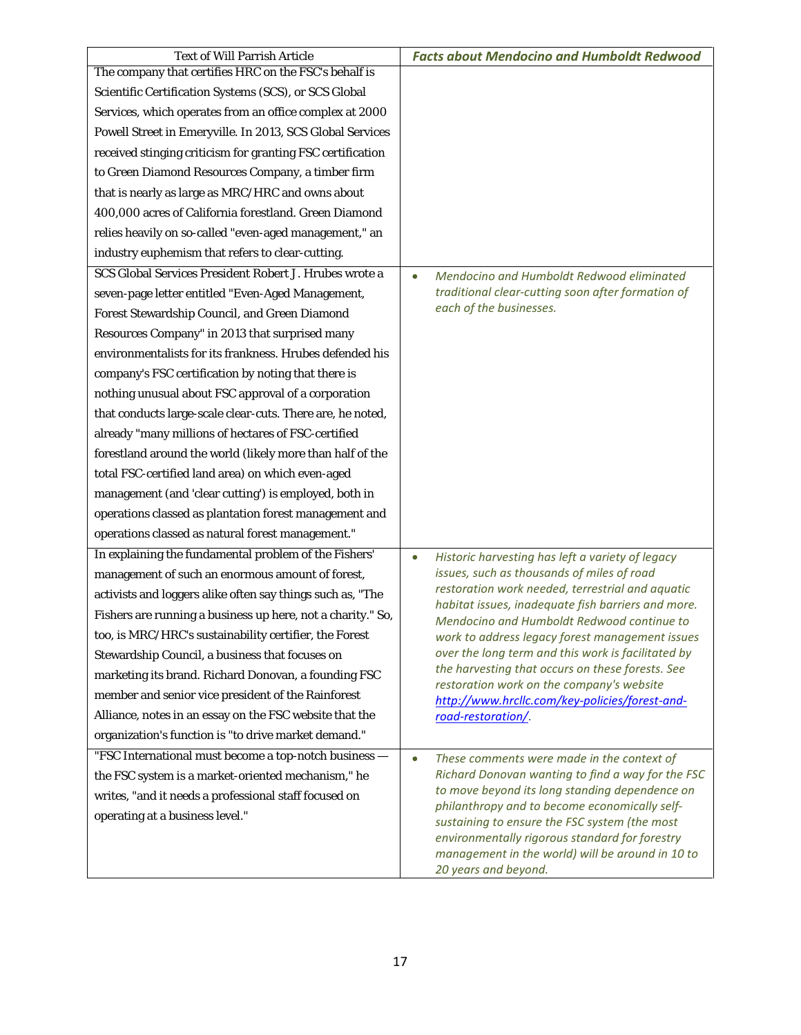| Text of Will Parrish Article | *Facts about Mendocino and Humboldt Redwood* |
| --- | --- |
| The company that certifies HRC on the FSC's behalf is Scientific Certification Systems (SCS), or SCS Global Services, which operates from an office complex at 2000 Powell Street in Emeryville. In 2013, SCS Global Services received stinging criticism for granting FSC certification to Green Diamond Resources Company, a timber firm that is nearly as large as MRC/HRC and owns about 400,000 acres of California forestland. Green Diamond relies heavily on so-called "even-aged management," an industry euphemism that refers to clear-cutting. | |
| SCS Global Services President Robert J. Hrubes wrote a seven-page letter entitled "Even-Aged Management, Forest Stewardship Council, and Green Diamond Resources Company" in 2013 that surprised many environmentalists for its frankness. Hrubes defended his company's FSC certification by noting that there is nothing unusual about FSC approval of a corporation that conducts large-scale clear-cuts. There are, he noted, already "many millions of hectares of FSC-certified forestland around the world (likely more than half of the total FSC-certified land area) on which even-aged management (and 'clear cutting') is employed, both in operations classed as plantation forest management and operations classed as natural forest management." | • *Mendocino and Humboldt Redwood eliminated traditional clear-cutting soon after formation of each of the businesses.* |
| In explaining the fundamental problem of the Fishers' management of such an enormous amount of forest, activists and loggers alike often say things such as, "The Fishers are running a business up here, not a charity." So, too, is MRC/HRC's sustainability certifier, the Forest Stewardship Council, a business that focuses on marketing its brand. Richard Donovan, a founding FSC member and senior vice president of the Rainforest Alliance, notes in an essay on the FSC website that the organization's function is "to drive market demand." | • *Historic harvesting has left a variety of legacy issues, such as thousands of miles of road restoration work needed, terrestrial and aquatic habitat issues, inadequate fish barriers and more. Mendocino and Humboldt Redwood continue to work to address legacy forest management issues over the long term and this work is facilitated by the harvesting that occurs on these forests. See restoration work on the company's website [http://www.hrcllc.com/key-policies/forest-and-road-restoration/](http://www.hrcllc.com/key-policies/forest-and-road-restoration/).* |
| "FSC International must become a top-notch business — the FSC system is a market-oriented mechanism," he writes, "and it needs a professional staff focused on operating at a business level." | • *These comments were made in the context of Richard Donovan wanting to find a way for the FSC to move beyond its long standing dependence on philanthropy and to become economically self-sustaining to ensure the FSC system (the most environmentally rigorous standard for forestry management in the world) will be around in 10 to 20 years and beyond.* |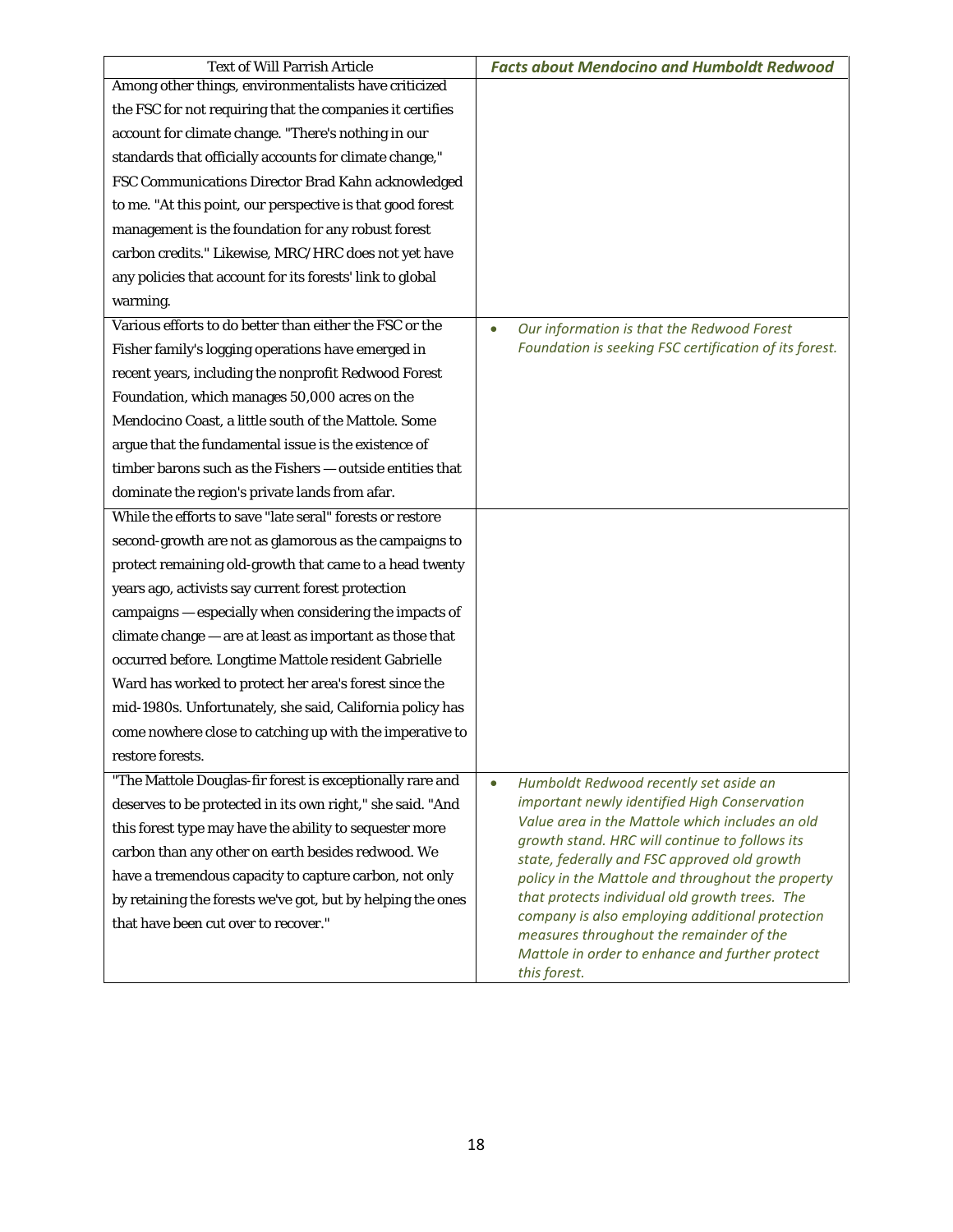| Text of Will Parrish Article | ***Facts about Mendocino and Humboldt Redwood*** |
|---|---|
| Among other things, environmentalists have criticized the FSC for not requiring that the companies it certifies account for climate change. "There's nothing in our standards that officially accounts for climate change," FSC Communications Director Brad Kahn acknowledged to me. "At this point, our perspective is that good forest management is the foundation for any robust forest carbon credits." Likewise, MRC/HRC does not yet have any policies that account for its forests' link to global warming. | |
| Various efforts to do better than either the FSC or the Fisher family's logging operations have emerged in recent years, including the nonprofit Redwood Forest Foundation, which manages 50,000 acres on the Mendocino Coast, a little south of the Mattole. Some argue that the fundamental issue is the existence of timber barons such as the Fishers — outside entities that dominate the region's private lands from afar. | • *Our information is that the Redwood Forest Foundation is seeking FSC certification of its forest.* |
| While the efforts to save "late seral" forests or restore second-growth are not as glamorous as the campaigns to protect remaining old-growth that came to a head twenty years ago, activists say current forest protection campaigns — especially when considering the impacts of climate change — are at least as important as those that occurred before. Longtime Mattole resident Gabrielle Ward has worked to protect her area's forest since the mid-1980s. Unfortunately, she said, California policy has come nowhere close to catching up with the imperative to restore forests. | |
| "The Mattole Douglas-fir forest is exceptionally rare and deserves to be protected in its own right," she said. "And this forest type may have the ability to sequester more carbon than any other on earth besides redwood. We have a tremendous capacity to capture carbon, not only by retaining the forests we've got, but by helping the ones that have been cut over to recover." | • *Humboldt Redwood recently set aside an important newly identified High Conservation Value area in the Mattole which includes an old growth stand. HRC will continue to follows its state, federally and FSC approved old growth policy in the Mattole and throughout the property that protects individual old growth trees. The company is also employing additional protection measures throughout the remainder of the Mattole in order to enhance and further protect this forest.* |